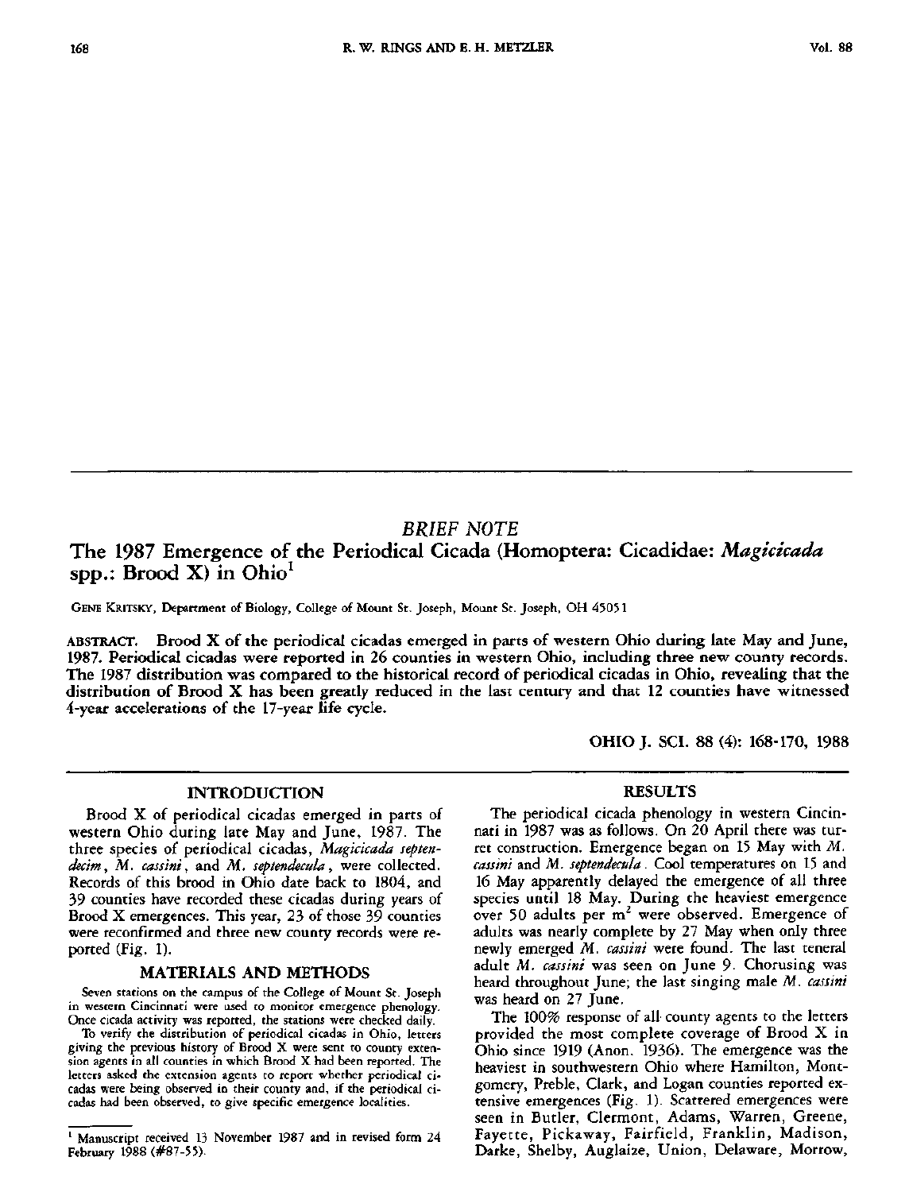## BRIEF NOTE

# The 1987 Emergence of the Periodical Cicada (Homoptera: Cicadidae: *Magicicada* spp.: Brood X) in Ohio[1]

GENE KRITSKY, Department of Biology, College of Mount St. Joseph, Mount St. Joseph, OH 45051

**ABSTRACT.** Brood X of the periodical cicadas emerged in parts of western Ohio during late May and June, 1987. Periodical cicadas were reported in 26 counties in western Ohio, including three new county records. The 1987 distribution was compared to the historical record of periodical cicadas in Ohio, revealing that the distribution of Brood X has been greatly reduced in the last century and that 12 counties have witnessed 4-year accelerations of the 17-year life cycle.

OHIO J. SCI. 88 (4): 168-170, 1988

## INTRODUCTION

Brood X of periodical cicadas emerged in parts of western Ohio during late May and June, 1987. The three species of periodical cicadas, *Magicicada septendecim*, *M. cassini*, and *M. septendecula*, were collected. Records of this brood in Ohio date back to 1804, and 39 counties have recorded these cicadas during years of Brood X emergences. This year, 23 of those 39 counties were reconfirmed and three new county records were reported (Fig. 1).

## MATERIALS AND METHODS

Seven stations on the campus of the College of Mount St. Joseph in western Cincinnati were used to monitor emergence phenology. Once cicada activity was reported, the stations were checked daily.

To verify the distribution of periodical cicadas in Ohio, letters giving the previous history of Brood X were sent to county extension agents in all counties in which Brood X had been reported. The letters asked the extension agents to report whether periodical cicadas were being observed in their county and, if the periodical cicadas had been observed, to give specific emergence localities.

## RESULTS

The periodical cicada phenology in western Cincinnati in 1987 was as follows. On 20 April there was turret construction. Emergence began on 15 May with *M. cassini* and *M. septendecula*. Cool temperatures on 15 and 16 May apparently delayed the emergence of all three species until 18 May. During the heaviest emergence over 50 adults per $m^2$ were observed. Emergence of adults was nearly complete by 27 May when only three newly emerged *M. cassini* were found. The last teneral adult *M. cassini* was seen on June 9. Chorusing was heard throughout June; the last singing male *M. cassini* was heard on 27 June.

The 100% response of all county agents to the letters provided the most complete coverage of Brood X in Ohio since 1919 (Anon. 1936). The emergence was the heaviest in southwestern Ohio where Hamilton, Montgomery, Preble, Clark, and Logan counties reported extensive emergences (Fig. 1). Scattered emergences were seen in Butler, Clermont, Adams, Warren, Greene, Fayette, Pickaway, Fairfield, Franklin, Madison, Darke, Shelby, Auglaize, Union, Delaware, Morrow,

[1] Manuscript received 13 November 1987 and in revised form 24 February 1988 (#87-55).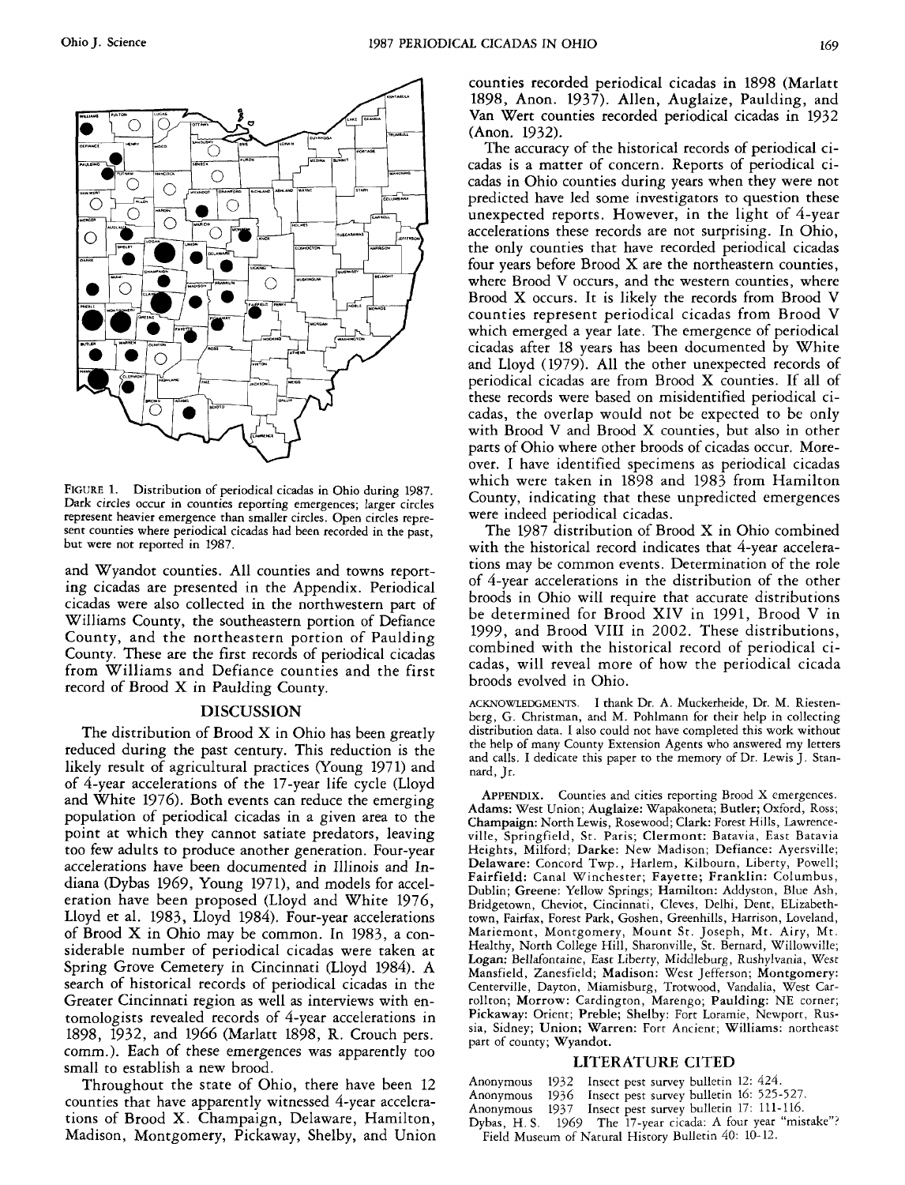FIGURE 1. Distribution of periodical cicadas in Ohio during 1987. Dark circles occur in counties reporting emergences; larger circles represent heavier emergence than smaller circles. Open circles represent counties where periodical cicadas had been recorded in the past, but were not reported in 1987.

and Wyandot counties. All counties and towns reporting cicadas are presented in the Appendix. Periodical cicadas were also collected in the northwestern part of Williams County, the southeastern portion of Defiance County, and the northeastern portion of Paulding County. These are the first records of periodical cicadas from Williams and Defiance counties and the first record of Brood X in Paulding County.

## DISCUSSION

The distribution of Brood X in Ohio has been greatly reduced during the past century. This reduction is the likely result of agricultural practices (Young 1971) and of 4-year accelerations of the 17-year life cycle (Lloyd and White 1976). Both events can reduce the emerging population of periodical cicadas in a given area to the point at which they cannot satiate predators, leaving too few adults to produce another generation. Four-year accelerations have been documented in Illinois and Indiana (Dybas 1969, Young 1971), and models for acceleration have been proposed (Lloyd and White 1976, Lloyd et al. 1983, Lloyd 1984). Four-year accelerations of Brood X in Ohio may be common. In 1983, a considerable number of periodical cicadas were taken at Spring Grove Cemetery in Cincinnati (Lloyd 1984). A search of historical records of periodical cicadas in the Greater Cincinnati region as well as interviews with entomologists revealed records of 4-year accelerations in 1898, 1932, and 1966 (Marlatt 1898, R. Crouch pers. comm.). Each of these emergences was apparently too small to establish a new brood.

Throughout the state of Ohio, there have been 12 counties that have apparently witnessed 4-year accelerations of Brood X. Champaign, Delaware, Hamilton, Madison, Montgomery, Pickaway, Shelby, and Union counties recorded periodical cicadas in 1898 (Marlatt 1898, Anon. 1937). Allen, Auglaize, Paulding, and Van Wert counties recorded periodical cicadas in 1932 (Anon. 1932).

The accuracy of the historical records of periodical cicadas is a matter of concern. Reports of periodical cicadas in Ohio counties during years when they were not predicted have led some investigators to question these unexpected reports. However, in the light of 4-year accelerations these records are not surprising. In Ohio, the only counties that have recorded periodical cicadas four years before Brood X are the northeastern counties, where Brood V occurs, and the western counties, where Brood X occurs. It is likely the records from Brood V counties represent periodical cicadas from Brood V which emerged a year late. The emergence of periodical cicadas after 18 years has been documented by White and Lloyd (1979). All the other unexpected records of periodical cicadas are from Brood X counties. If all of these records were based on misidentified periodical cicadas, the overlap would not be expected to be only with Brood V and Brood X counties, but also in other parts of Ohio where other broods of cicadas occur. Moreover, I have identified specimens as periodical cicadas which were taken in 1898 and 1983 from Hamilton County, indicating that these unpredicted emergences were indeed periodical cicadas.

The 1987 distribution of Brood X in Ohio combined with the historical record indicates that 4-year accelerations may be common events. Determination of the role of 4-year accelerations in the distribution of the other broods in Ohio will require that accurate distributions be determined for Brood XIV in 1991, Brood V in 1999, and Brood VIII in 2002. These distributions, combined with the historical record of periodical cicadas, will reveal more of how the periodical cicada broods evolved in Ohio.

ACKNOWLEDGMENTS. I thank Dr. A. Muckerheide, Dr. M. Riestenberg, G. Christman, and M. Pohlmann for their help in collecting distribution data. I also could not have completed this work without the help of many County Extension Agents who answered my letters and calls. I dedicate this paper to the memory of Dr. Lewis J. Stannard, Jr.

APPENDIX. Counties and cities reporting Brood X emergences. **Adams:** West Union; **Auglaize:** Wapakoneta; **Butler;** Oxford, Ross; **Champaign:** North Lewis, Rosewood; **Clark:** Forest Hills, Lawrenceville, Springfield, St. Paris; **Clermont:** Batavia, East Batavia Heights, Milford; **Darke:** New Madison; **Defiance:** Ayersville; **Delaware:** Concord Twp., Harlem, Kilbourn, Liberty, Powell; **Fairfield:** Canal Winchester; **Fayette; Franklin:** Columbus, Dublin; **Greene:** Yellow Springs; **Hamilton:** Addyston, Blue Ash, Bridgetown, Cheviot, Cincinnati, Cleves, Delhi, Dent, ELizabethtown, Fairfax, Forest Park, Goshen, Greenhills, Harrison, Loveland, Mariemont, Montgomery, Mount St. Joseph, Mt. Airy, Mt. Healthy, North College Hill, Sharonville, St. Bernard, Willowville; **Logan:** Bellafontaine, East Liberty, Middleburg, Rushylvania, West Mansfield, Zanesfield; **Madison:** West Jefferson; **Montgomery:** Centerville, Dayton, Miamisburg, Trotwood, Vandalia, West Carrollton; **Morrow:** Cardington, Marengo; **Paulding:** NE corner; **Pickaway:** Orient; **Preble; Shelby:** Fort Loramie, Newport, Russia, Sidney; **Union; Warren:** Fort Ancient; **Williams:** northeast part of county; **Wyandot.**

## LITERATURE CITED

Anonymous 1932 Insect pest survey bulletin 12: 424.

Anonymous 1936 Insect pest survey bulletin 16: 525-527.

Anonymous 1937 Insect pest survey bulletin 17: 111-116.

Dybas, H. S. 1969 The 17-year cicada: A four year "mistake"? Field Museum of Natural History Bulletin 40: 10-12.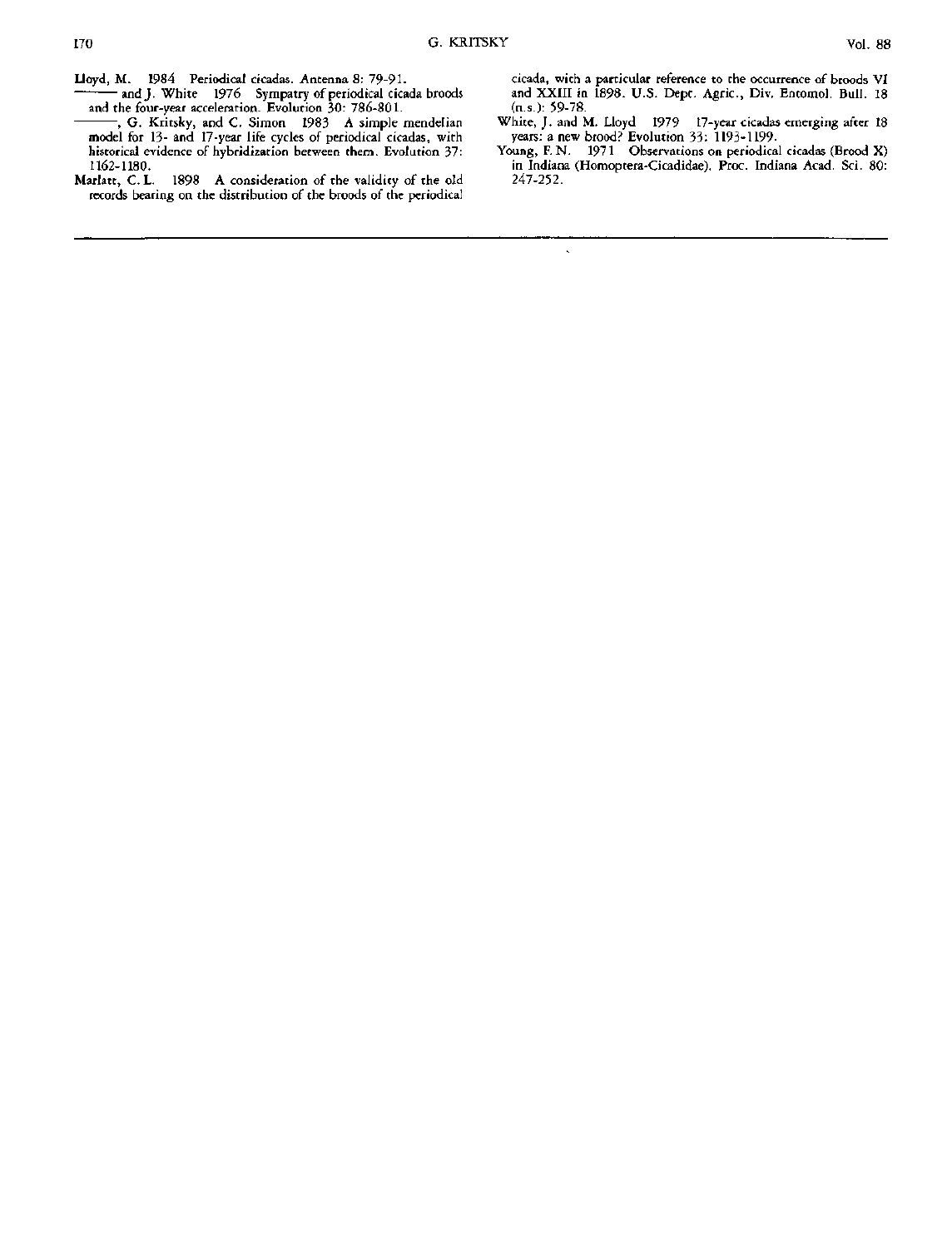Lloyd, M. 1984 Periodical cicadas. Antenna 8: 79-91.

——— and J. White 1976 Sympatry of periodical cicada broods and the four-year acceleration. Evolution 30: 786-801.

———, G. Kritsky, and C. Simon 1983 A simple mendelian model for 13- and 17-year life cycles of periodical cicadas, with historical evidence of hybridization between them. Evolution 37: 1162-1180.

Marlatt, C. L. 1898 A consideration of the validity of the old records bearing on the distribution of the broods of the periodical cicada, with a particular reference to the occurrence of broods VI and XXIII in 1898. U.S. Dept. Agric., Div. Entomol. Bull. 18 (n.s.): 59-78.

White, J. and M. Lloyd 1979 17-year cicadas emerging after 18 years: a new brood? Evolution 33: 1193-1199.

Young, F. N. 1971 Observations on periodical cicadas (Brood X) in Indiana (Homoptera-Cicadidae). Proc. Indiana Acad. Sci. 80: 247-252.